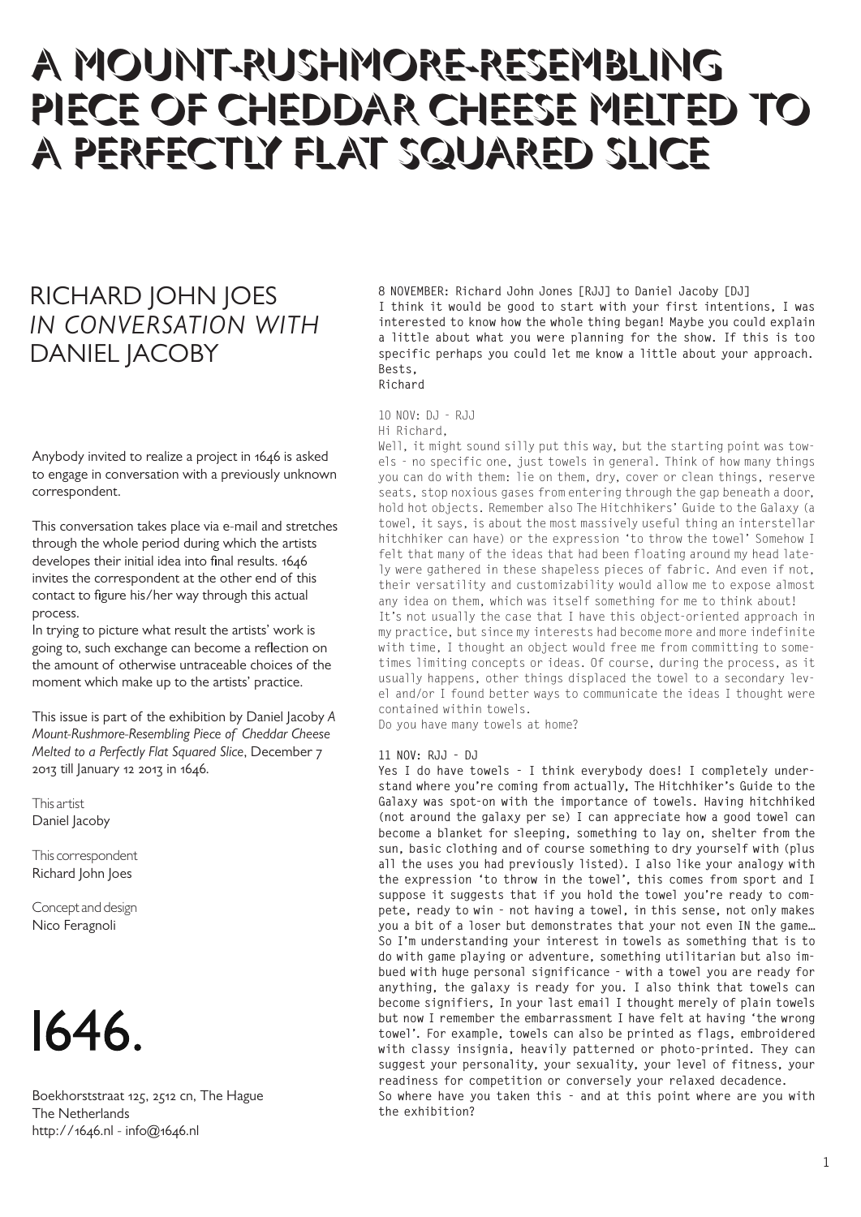# A MOUNT-RUSHMORE-RESEMBLING PIECE OF CHEDDAR CHEESE MELTED TO A PERFECTLY FLAT SQUARED SLICE

## RICHARD JOHN JOES *IN CONVERSATION WITH* DANIEL JACOBY

Anybody invited to realize a project in 1646 is asked to engage in conversation with a previously unknown correspondent.

This conversation takes place via e-mail and stretches through the whole period during which the artists developes their initial idea into final results. 1646 invites the correspondent at the other end of this contact to figure his/her way through this actual process.
In trying to picture what result the artists' work is going to, such exchange can become a reflection on the amount of otherwise untraceable choices of the moment which make up to the artists' practice.

This issue is part of the exhibition by Daniel Jacoby *A Mount-Rushmore-Resembling Piece of Cheddar Cheese Melted to a Perfectly Flat Squared Slice*, December 7 2013 till January 12 2013 in 1646.

This artist
Daniel Jacoby

This correspondent
Richard John Joes

Concept and design
Nico Feragnoli

1646.

Boekhorststraat 125, 2512 cn, The Hague
The Netherlands
http://1646.nl - info@1646.nl

8 NOVEMBER: Richard John Jones [RJJ] to Daniel Jacoby [DJ]
I think it would be good to start with your first intentions, I was interested to know how the whole thing began! Maybe you could explain a little about what you were planning for the show. If this is too specific perhaps you could let me know a little about your approach.
Bests,
Richard

10 NOV: DJ - RJJ
Hi Richard,
Well, it might sound silly put this way, but the starting point was towels - no specific one, just towels in general. Think of how many things you can do with them: lie on them, dry, cover or clean things, reserve seats, stop noxious gases from entering through the gap beneath a door, hold hot objects. Remember also The Hitchhikers' Guide to the Galaxy (a towel, it says, is about the most massively useful thing an interstellar hitchhiker can have) or the expression 'to throw the towel' Somehow I felt that many of the ideas that had been floating around my head lately were gathered in these shapeless pieces of fabric. And even if not, their versatility and customizability would allow me to expose almost any idea on them, which was itself something for me to think about!
It's not usually the case that I have this object-oriented approach in my practice, but since my interests had become more and more indefinite with time, I thought an object would free me from committing to sometimes limiting concepts or ideas. Of course, during the process, as it usually happens, other things displaced the towel to a secondary level and/or I found better ways to communicate the ideas I thought were contained within towels.
Do you have many towels at home?

11 NOV: RJJ - DJ
Yes I do have towels - I think everybody does! I completely understand where you're coming from actually, The Hitchhiker's Guide to the Galaxy was spot-on with the importance of towels. Having hitchhiked (not around the galaxy per se) I can appreciate how a good towel can become a blanket for sleeping, something to lay on, shelter from the sun, basic clothing and of course something to dry yourself with (plus all the uses you had previously listed). I also like your analogy with the expression 'to throw in the towel', this comes from sport and I suppose it suggests that if you hold the towel you're ready to compete, ready to win - not having a towel, in this sense, not only makes you a bit of a loser but demonstrates that your not even IN the game… So I'm understanding your interest in towels as something that is to do with game playing or adventure, something utilitarian but also imbued with huge personal significance - with a towel you are ready for anything, the galaxy is ready for you. I also think that towels can become signifiers, In your last email I thought merely of plain towels but now I remember the embarrassment I have felt at having 'the wrong towel'. For example, towels can also be printed as flags, embroidered with classy insignia, heavily patterned or photo-printed. They can suggest your personality, your sexuality, your level of fitness, your readiness for competition or conversely your relaxed decadence.
So where have you taken this - and at this point where are you with the exhibition?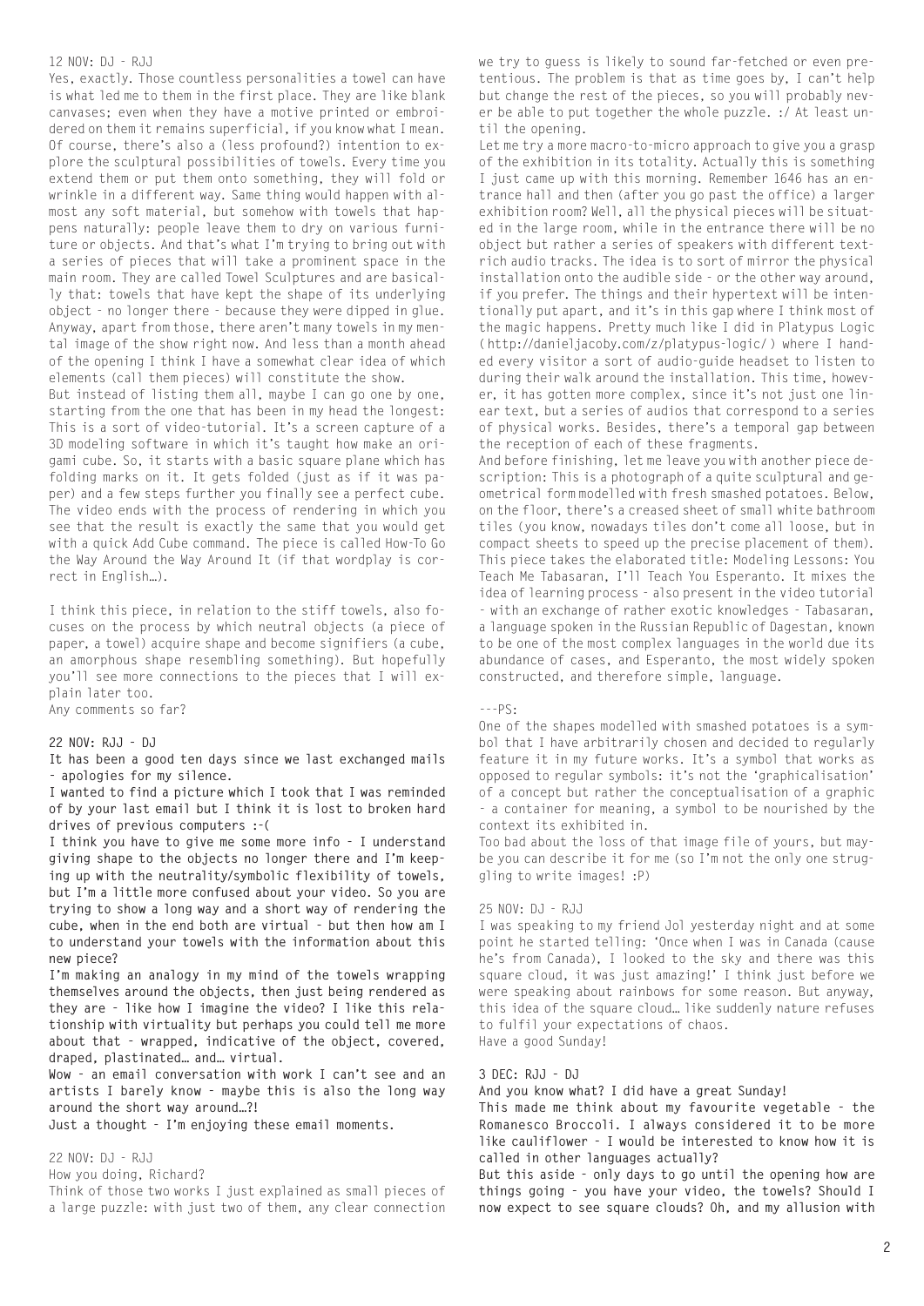12 NOV: DJ - RJJ

Yes, exactly. Those countless personalities a towel can have is what led me to them in the first place. They are like blank canvases; even when they have a motive printed or embroidered on them it remains superficial, if you know what I mean. Of course, there's also a (less profound?) intention to explore the sculptural possibilities of towels. Every time you extend them or put them onto something, they will fold or wrinkle in a different way. Same thing would happen with almost any soft material, but somehow with towels that happens naturally: people leave them to dry on various furniture or objects. And that's what I'm trying to bring out with a series of pieces that will take a prominent space in the main room. They are called Towel Sculptures and are basically that: towels that have kept the shape of its underlying object - no longer there - because they were dipped in glue. Anyway, apart from those, there aren't many towels in my mental image of the show right now. And less than a month ahead of the opening I think I have a somewhat clear idea of which elements (call them pieces) will constitute the show.

But instead of listing them all, maybe I can go one by one, starting from the one that has been in my head the longest: This is a sort of video-tutorial. It's a screen capture of a 3D modeling software in which it's taught how make an origami cube. So, it starts with a basic square plane which has folding marks on it. It gets folded (just as if it was paper) and a few steps further you finally see a perfect cube. The video ends with the process of rendering in which you see that the result is exactly the same that you would get with a quick Add Cube command. The piece is called How-To Go the Way Around the Way Around It (if that wordplay is correct in English…).

I think this piece, in relation to the stiff towels, also focuses on the process by which neutral objects (a piece of paper, a towel) acquire shape and become signifiers (a cube, an amorphous shape resembling something). But hopefully you'll see more connections to the pieces that I will explain later too.

Any comments so far?

22 NOV: RJJ - DJ

**It has been a good ten days since we last exchanged mails - apologies for my silence.**

**I wanted to find a picture which I took that I was reminded of by your last email but I think it is lost to broken hard drives of previous computers :-(**

**I think you have to give me some more info - I understand giving shape to the objects no longer there and I'm keeping up with the neutrality/symbolic flexibility of towels, but I'm a little more confused about your video. So you are trying to show a long way and a short way of rendering the cube, when in the end both are virtual - but then how am I to understand your towels with the information about this new piece?**

**I'm making an analogy in my mind of the towels wrapping themselves around the objects, then just being rendered as they are - like how I imagine the video? I like this relationship with virtuality but perhaps you could tell me more about that - wrapped, indicative of the object, covered, draped, plastinated… and… virtual.**

**Wow - an email conversation with work I can't see and an artists I barely know - maybe this is also the long way around the short way around…?!**

**Just a thought - I'm enjoying these email moments.**

22 NOV: DJ - RJJ

How you doing, Richard?

Think of those two works I just explained as small pieces of a large puzzle: with just two of them, any clear connection we try to guess is likely to sound far-fetched or even pretentious. The problem is that as time goes by, I can't help but change the rest of the pieces, so you will probably never be able to put together the whole puzzle. :/ At least until the opening.

Let me try a more macro-to-micro approach to give you a grasp of the exhibition in its totality. Actually this is something I just came up with this morning. Remember 1646 has an entrance hall and then (after you go past the office) a larger exhibition room? Well, all the physical pieces will be situated in the large room, while in the entrance there will be no object but rather a series of speakers with different text-rich audio tracks. The idea is to sort of mirror the physical installation onto the audible side - or the other way around, if you prefer. The things and their hypertext will be intentionally put apart, and it's in this gap where I think most of the magic happens. Pretty much like I did in Platypus Logic ( http://danieljacoby.com/z/platypus-logic/ ) where I handed every visitor a sort of audio-guide headset to listen to during their walk around the installation. This time, however, it has gotten more complex, since it's not just one linear text, but a series of audios that correspond to a series of physical works. Besides, there's a temporal gap between the reception of each of these fragments.

And before finishing, let me leave you with another piece description: This is a photograph of a quite sculptural and geometrical form modelled with fresh smashed potatoes. Below, on the floor, there's a creased sheet of small white bathroom tiles (you know, nowadays tiles don't come all loose, but in compact sheets to speed up the precise placement of them). This piece takes the elaborated title: Modeling Lessons: You Teach Me Tabasaran, I'll Teach You Esperanto. It mixes the idea of learning process - also present in the video tutorial - with an exchange of rather exotic knowledges - Tabasaran, a language spoken in the Russian Republic of Dagestan, known to be one of the most complex languages in the world due its abundance of cases, and Esperanto, the most widely spoken constructed, and therefore simple, language.

---PS:

One of the shapes modelled with smashed potatoes is a symbol that I have arbitrarily chosen and decided to regularly feature it in my future works. It's a symbol that works as opposed to regular symbols: it's not the 'graphicalisation' of a concept but rather the conceptualisation of a graphic - a container for meaning, a symbol to be nourished by the context its exhibited in.

Too bad about the loss of that image file of yours, but maybe you can describe it for me (so I'm not the only one struggling to write images! :P)

25 NOV: DJ - RJJ

I was speaking to my friend Jol yesterday night and at some point he started telling: 'Once when I was in Canada (cause he's from Canada), I looked to the sky and there was this square cloud, it was just amazing!' I think just before we were speaking about rainbows for some reason. But anyway, this idea of the square cloud… like suddenly nature refuses to fulfil your expectations of chaos.

Have a good Sunday!

3 DEC: RJJ - DJ

**And you know what? I did have a great Sunday!**

**This made me think about my favourite vegetable - the Romanesco Broccoli. I always considered it to be more like cauliflower - I would be interested to know how it is called in other languages actually?**

**But this aside - only days to go until the opening how are things going - you have your video, the towels? Should I now expect to see square clouds? Oh, and my allusion with**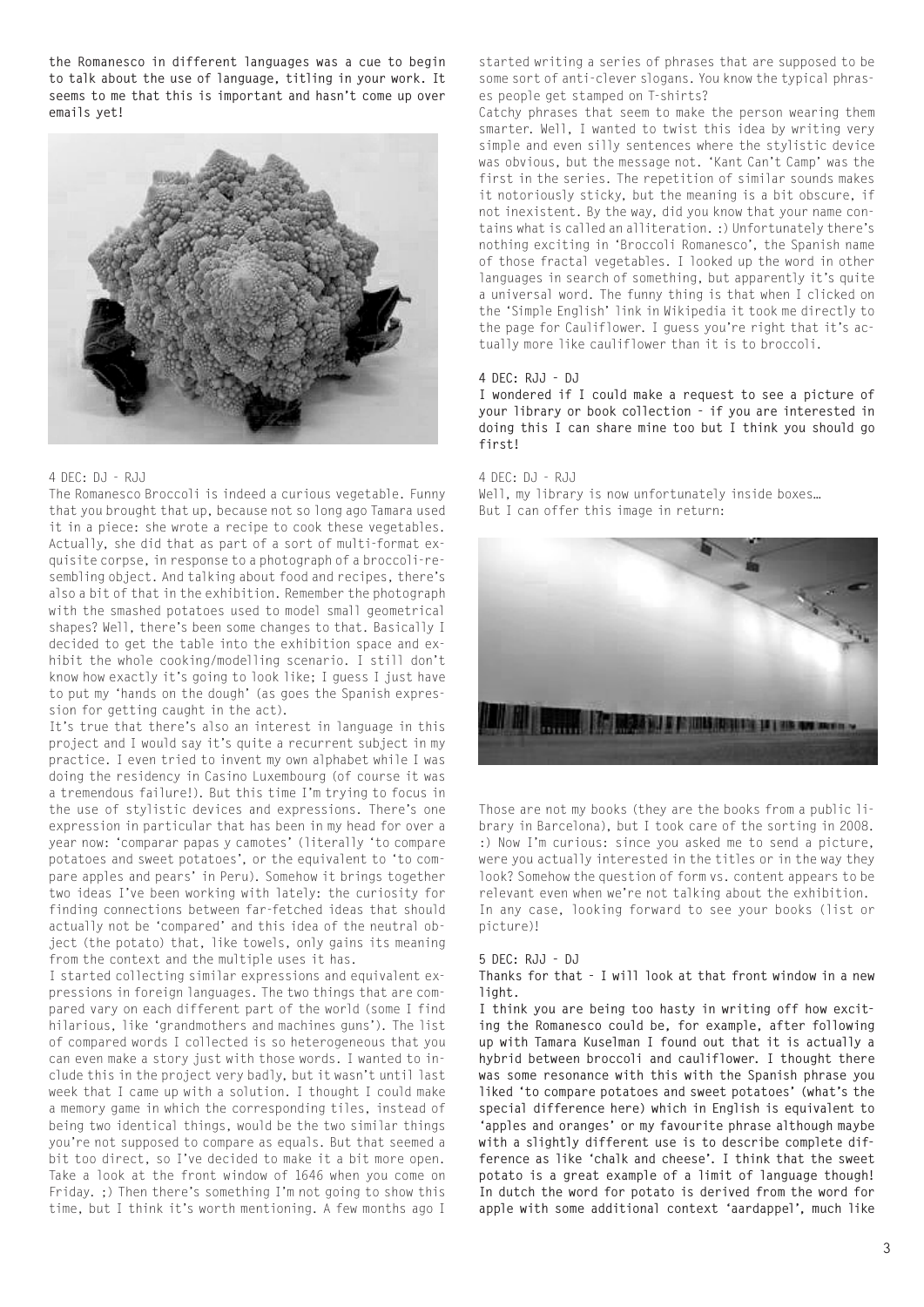**the Romanesco in different languages was a cue to begin to talk about the use of language, titling in your work. It seems to me that this is important and hasn't come up over emails yet!**

4 DEC: DJ – RJJ

The Romanesco Broccoli is indeed a curious vegetable. Funny that you brought that up, because not so long ago Tamara used it in a piece: she wrote a recipe to cook these vegetables. Actually, she did that as part of a sort of multi-format exquisite corpse, in response to a photograph of a broccoli-resembling object. And talking about food and recipes, there's also a bit of that in the exhibition. Remember the photograph with the smashed potatoes used to model small geometrical shapes? Well, there's been some changes to that. Basically I decided to get the table into the exhibition space and exhibit the whole cooking/modelling scenario. I still don't know how exactly it's going to look like; I guess I just have to put my 'hands on the dough' (as goes the Spanish expression for getting caught in the act).

It's true that there's also an interest in language in this project and I would say it's quite a recurrent subject in my practice. I even tried to invent my own alphabet while I was doing the residency in Casino Luxembourg (of course it was a tremendous failure!). But this time I'm trying to focus in the use of stylistic devices and expressions. There's one expression in particular that has been in my head for over a year now: 'comparar papas y camotes' (literally 'to compare potatoes and sweet potatoes', or the equivalent to 'to compare apples and pears' in Peru). Somehow it brings together two ideas I've been working with lately: the curiosity for finding connections between far-fetched ideas that should actually not be 'compared' and this idea of the neutral object (the potato) that, like towels, only gains its meaning from the context and the multiple uses it has.

I started collecting similar expressions and equivalent expressions in foreign languages. The two things that are compared vary on each different part of the world (some I find hilarious, like 'grandmothers and machines guns'). The list of compared words I collected is so heterogeneous that you can even make a story just with those words. I wanted to include this in the project very badly, but it wasn't until last week that I came up with a solution. I thought I could make a memory game in which the corresponding tiles, instead of being two identical things, would be the two similar things you're not supposed to compare as equals. But that seemed a bit too direct, so I've decided to make it a bit more open. Take a look at the front window of 1646 when you come on Friday. ;) Then there's something I'm not going to show this time, but I think it's worth mentioning. A few months ago I started writing a series of phrases that are supposed to be some sort of anti-clever slogans. You know the typical phrases people get stamped on T-shirts?

Catchy phrases that seem to make the person wearing them smarter. Well, I wanted to twist this idea by writing very simple and even silly sentences where the stylistic device was obvious, but the message not. 'Kant Can't Camp' was the first in the series. The repetition of similar sounds makes it notoriously sticky, but the meaning is a bit obscure, if not inexistent. By the way, did you know that your name contains what is called an alliteration. :) Unfortunately there's nothing exciting in 'Broccoli Romanesco', the Spanish name of those fractal vegetables. I looked up the word in other languages in search of something, but apparently it's quite a universal word. The funny thing is that when I clicked on the 'Simple English' link in Wikipedia it took me directly to the page for Cauliflower. I guess you're right that it's actually more like cauliflower than it is to broccoli.

4 DEC: RJJ – DJ

**I wondered if I could make a request to see a picture of your library or book collection – if you are interested in doing this I can share mine too but I think you should go first!**

4 DEC: DJ – RJJ

Well, my library is now unfortunately inside boxes… But I can offer this image in return:

Those are not my books (they are the books from a public library in Barcelona), but I took care of the sorting in 2008. :) Now I'm curious: since you asked me to send a picture, were you actually interested in the titles or in the way they look? Somehow the question of form vs. content appears to be relevant even when we're not talking about the exhibition. In any case, looking forward to see your books (list or picture)!

5 DEC: RJJ – DJ

**Thanks for that – I will look at that front window in a new light.**

**I think you are being too hasty in writing off how exciting the Romanesco could be, for example, after following up with Tamara Kuselman I found out that it is actually a hybrid between broccoli and cauliflower. I thought there was some resonance with this with the Spanish phrase you liked 'to compare potatoes and sweet potatoes' (what's the special difference here) which in English is equivalent to 'apples and oranges' or my favourite phrase although maybe with a slightly different use is to describe complete difference as like 'chalk and cheese'. I think that the sweet potato is a great example of a limit of language though! In dutch the word for potato is derived from the word for apple with some additional context 'aardappel', much like**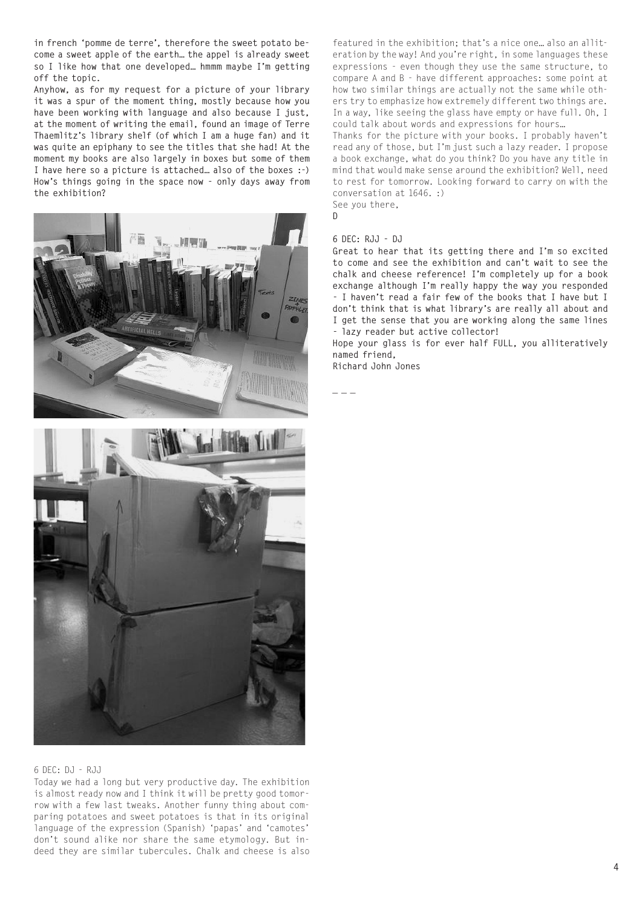in french 'pomme de terre', therefore the sweet potato become a sweet apple of the earth… the appel is already sweet so I like how that one developed… hmmm maybe I'm getting off the topic.

Anyhow, as for my request for a picture of your library it was a spur of the moment thing, mostly because how you have been working with language and also because I just, at the moment of writing the email, found an image of Terre Thaemlitz's library shelf (of which I am a huge fan) and it was quite an epiphany to see the titles that she had! At the moment my books are also largely in boxes but some of them I have here so a picture is attached… also of the boxes :-)

How's things going in the space now – only days away from the exhibition?

6 DEC: DJ – RJJ

Today we had a long but very productive day. The exhibition is almost ready now and I think it will be pretty good tomorrow with a few last tweaks. Another funny thing about comparing potatoes and sweet potatoes is that in its original language of the expression (Spanish) 'papas' and 'camotes' don't sound alike nor share the same etymology. But indeed they are similar tubercules. Chalk and cheese is also featured in the exhibition; that's a nice one… also an alliteration by the way! And you're right, in some languages these expressions – even though they use the same structure, to compare A and B – have different approaches: some point at how two similar things are actually not the same while others try to emphasize how extremely different two things are. In a way, like seeing the glass have empty or have full. Oh, I could talk about words and expressions for hours…

Thanks for the picture with your books. I probably haven't read any of those, but I'm just such a lazy reader. I propose a book exchange, what do you think? Do you have any title in mind that would make sense around the exhibition? Well, need to rest for tomorrow. Looking forward to carry on with the conversation at 1646. :)

See you there,

D

6 DEC: RJJ – DJ

Great to hear that its getting there and I'm so excited to come and see the exhibition and can't wait to see the chalk and cheese reference! I'm completely up for a book exchange although I'm really happy the way you responded – I haven't read a fair few of the books that I have but I don't think that is what library's are really all about and I get the sense that you are working along the same lines – lazy reader but active collector!

Hope your glass is for ever half FULL, you alliteratively named friend,

Richard John Jones

— — —